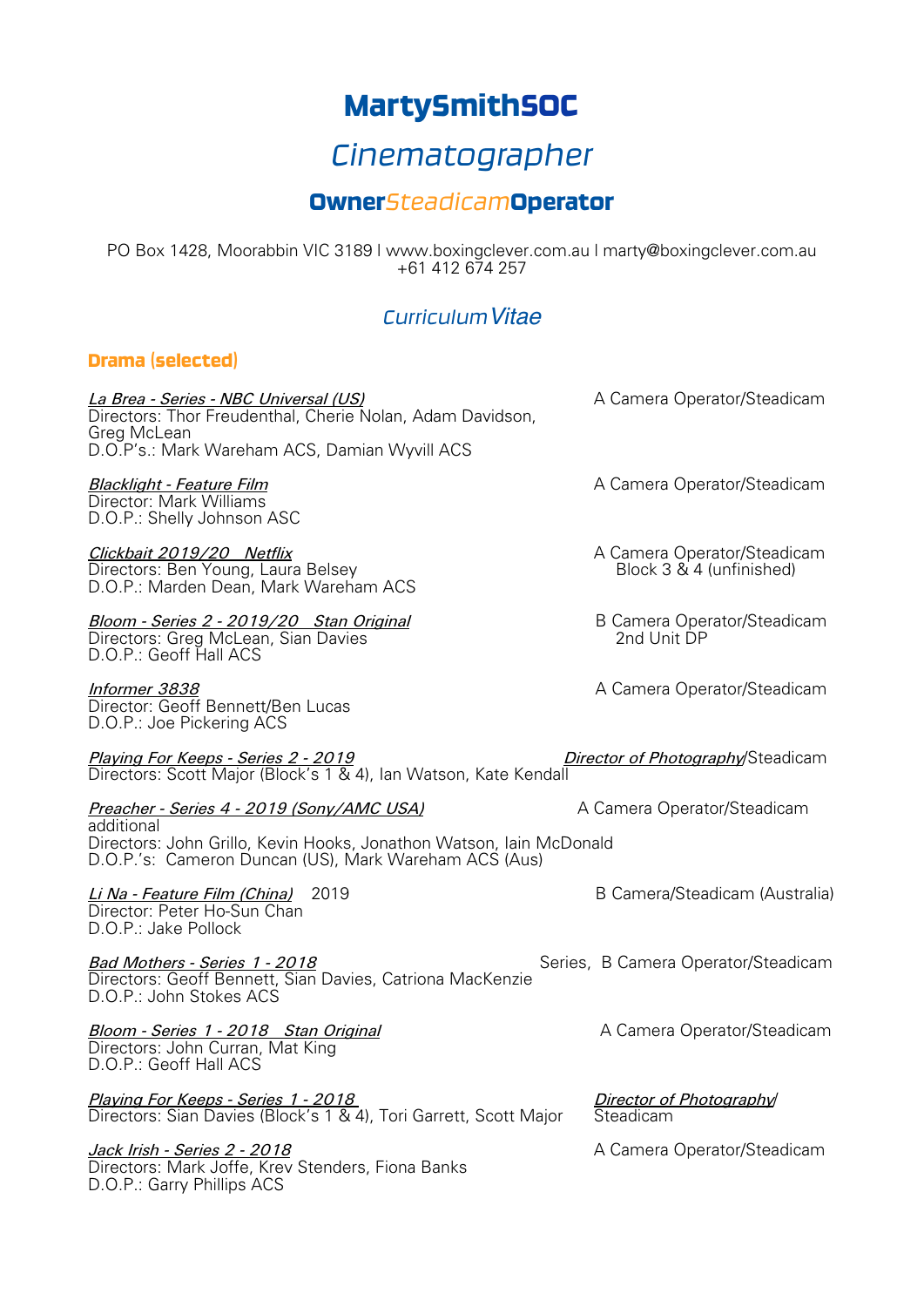# MartySmithSOC

## *Cinematographer*

### **Owner***Steadicam***Operator**

PO Box 1428, Moorabbin VIC 3189 l www.boxingclever.com.au l marty@boxingclever.com.au
+61 412 674 257

## *Curriculum Vitae*

### Drama (selected)

*La Brea - Series - NBC Universal (US)* — A Camera Operator/Steadicam
Directors: Thor Freudenthal, Cherie Nolan, Adam Davidson, Greg McLean
D.O.P's.: Mark Wareham ACS, Damian Wyvill ACS

*Blacklight - Feature Film* — A Camera Operator/Steadicam
Director: Mark Williams
D.O.P.: Shelly Johnson ASC

*Clickbait 2019/20 Netflix* — A Camera Operator/Steadicam, Block 3 & 4 (unfinished)
Directors: Ben Young, Laura Belsey
D.O.P.: Marden Dean, Mark Wareham ACS

*Bloom - Series 2 - 2019/20 Stan Original* — B Camera Operator/Steadicam, 2nd Unit DP
Directors: Greg McLean, Sian Davies
D.O.P.: Geoff Hall ACS

*Informer 3838* — A Camera Operator/Steadicam
Director: Geoff Bennett/Ben Lucas
D.O.P.: Joe Pickering ACS

*Playing For Keeps - Series 2 - 2019* — *Director of Photography*/Steadicam
Directors: Scott Major (Block's 1 & 4), Ian Watson, Kate Kendall

*Preacher - Series 4 - 2019 (Sony/AMC USA)* — A Camera Operator/Steadicam
additional
Directors: John Grillo, Kevin Hooks, Jonathon Watson, Iain McDonald
D.O.P.'s: Cameron Duncan (US), Mark Wareham ACS (Aus)

*Li Na - Feature Film (China)* 2019 — B Camera/Steadicam (Australia)
Director: Peter Ho-Sun Chan
D.O.P.: Jake Pollock

*Bad Mothers - Series 1 - 2018* — Series, B Camera Operator/Steadicam
Directors: Geoff Bennett, Sian Davies, Catriona MacKenzie
D.O.P.: John Stokes ACS

*Bloom - Series 1 - 2018 Stan Original* — A Camera Operator/Steadicam
Directors: John Curran, Mat King
D.O.P.: Geoff Hall ACS

*Playing For Keeps - Series 1 - 2018* — *Director of Photography*/Steadicam
Directors: Sian Davies (Block's 1 & 4), Tori Garrett, Scott Major

*Jack Irish - Series 2 - 2018* — A Camera Operator/Steadicam
Directors: Mark Joffe, Krev Stenders, Fiona Banks
D.O.P.: Garry Phillips ACS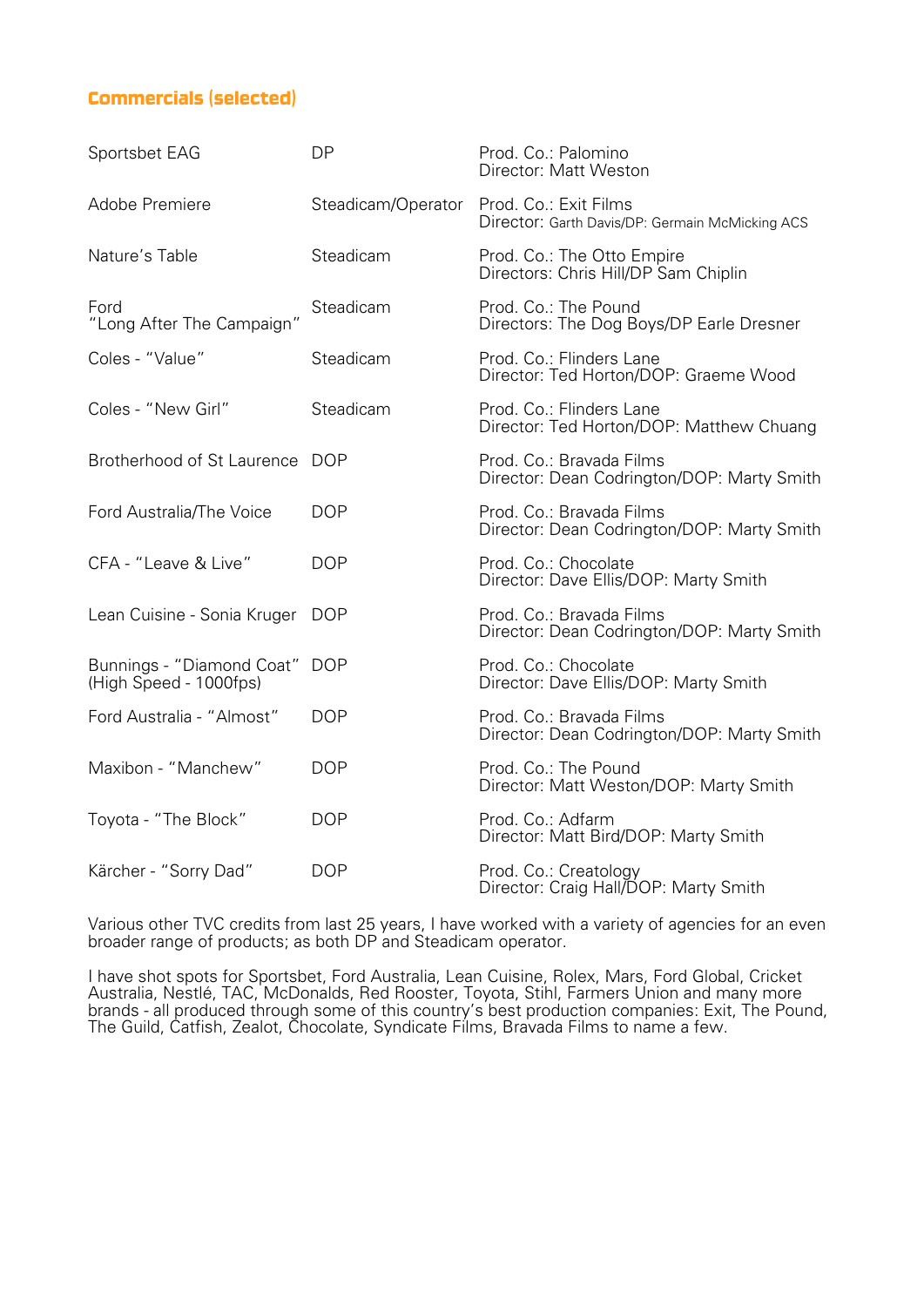## Commercials (selected)

| | | |
|---|---|---|
| Sportsbet EAG | DP | Prod. Co.: Palomino<br>Director: Matt Weston |
| Adobe Premiere | Steadicam/Operator | Prod. Co.: Exit Films<br>Director: Garth Davis/DP: Germain McMicking ACS |
| Nature's Table | Steadicam | Prod. Co.: The Otto Empire<br>Directors: Chris Hill/DP Sam Chiplin |
| Ford<br>"Long After The Campaign" | Steadicam | Prod. Co.: The Pound<br>Directors: The Dog Boys/DP Earle Dresner |
| Coles - "Value" | Steadicam | Prod. Co.: Flinders Lane<br>Director: Ted Horton/DOP: Graeme Wood |
| Coles - "New Girl" | Steadicam | Prod. Co.: Flinders Lane<br>Director: Ted Horton/DOP: Matthew Chuang |
| Brotherhood of St Laurence | DOP | Prod. Co.: Bravada Films<br>Director: Dean Codrington/DOP: Marty Smith |
| Ford Australia/The Voice | DOP | Prod. Co.: Bravada Films<br>Director: Dean Codrington/DOP: Marty Smith |
| CFA - "Leave & Live" | DOP | Prod. Co.: Chocolate<br>Director: Dave Ellis/DOP: Marty Smith |
| Lean Cuisine - Sonia Kruger | DOP | Prod. Co.: Bravada Films<br>Director: Dean Codrington/DOP: Marty Smith |
| Bunnings - "Diamond Coat"<br>(High Speed - 1000fps) | DOP | Prod. Co.: Chocolate<br>Director: Dave Ellis/DOP: Marty Smith |
| Ford Australia - "Almost" | DOP | Prod. Co.: Bravada Films<br>Director: Dean Codrington/DOP: Marty Smith |
| Maxibon - "Manchew" | DOP | Prod. Co.: The Pound<br>Director: Matt Weston/DOP: Marty Smith |
| Toyota - "The Block" | DOP | Prod. Co.: Adfarm<br>Director: Matt Bird/DOP: Marty Smith |
| Kärcher - "Sorry Dad" | DOP | Prod. Co.: Creatology<br>Director: Craig Hall/DOP: Marty Smith |

Various other TVC credits from last 25 years, I have worked with a variety of agencies for an even broader range of products; as both DP and Steadicam operator.

I have shot spots for Sportsbet, Ford Australia, Lean Cuisine, Rolex, Mars, Ford Global, Cricket Australia, Nestlé, TAC, McDonalds, Red Rooster, Toyota, Stihl, Farmers Union and many more brands - all produced through some of this country's best production companies: Exit, The Pound, The Guild, Catfish, Zealot, Chocolate, Syndicate Films, Bravada Films to name a few.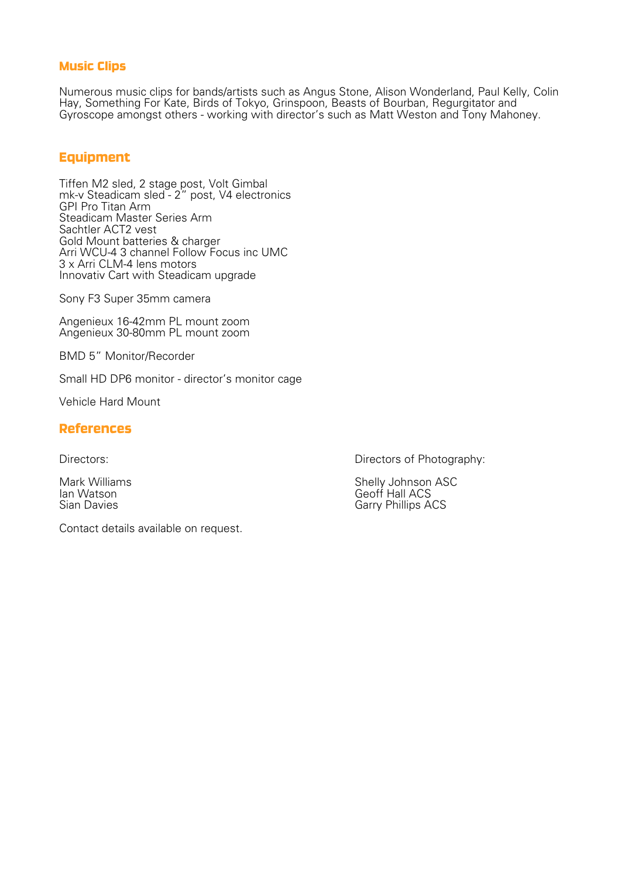## Music Clips

Numerous music clips for bands/artists such as Angus Stone, Alison Wonderland, Paul Kelly, Colin Hay, Something For Kate, Birds of Tokyo, Grinspoon, Beasts of Bourban, Regurgitator and Gyroscope amongst others - working with director's such as Matt Weston and Tony Mahoney.

## Equipment

Tiffen M2 sled, 2 stage post, Volt Gimbal
mk-v Steadicam sled - 2" post, V4 electronics
GPI Pro Titan Arm
Steadicam Master Series Arm
Sachtler ACT2 vest
Gold Mount batteries & charger
Arri WCU-4 3 channel Follow Focus inc UMC
3 x Arri CLM-4 lens motors
Innovativ Cart with Steadicam upgrade

Sony F3 Super 35mm camera

Angenieux 16-42mm PL mount zoom
Angenieux 30-80mm PL mount zoom

BMD 5" Monitor/Recorder

Small HD DP6 monitor - director's monitor cage

Vehicle Hard Mount

## References

Directors:

Mark Williams
Ian Watson
Sian Davies

Directors of Photography:

Shelly Johnson ASC
Geoff Hall ACS
Garry Phillips ACS

Contact details available on request.